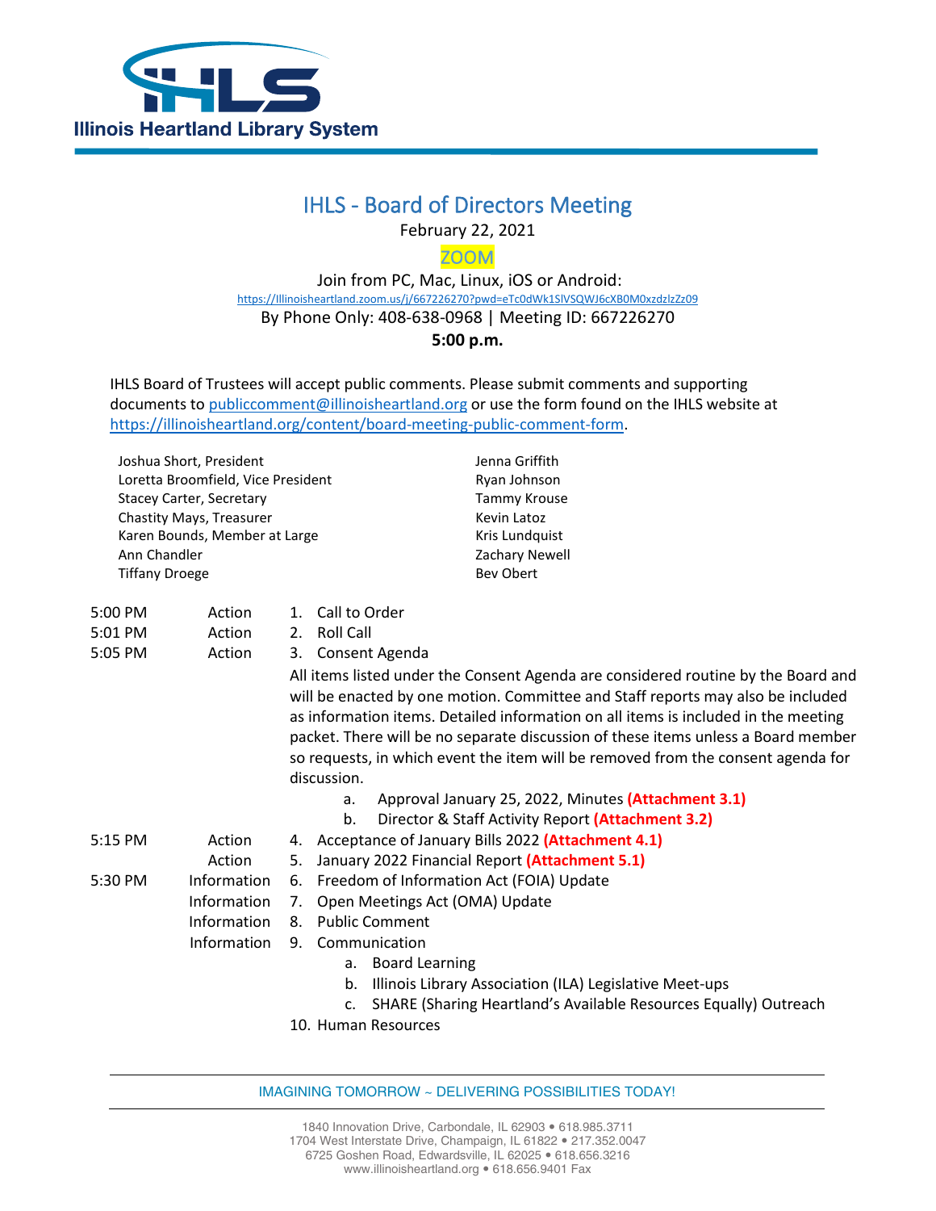Illinois Heartland Library System

# IHLS - Board of Directors Meeting

February 22, 2021

ZOOM

Join from PC, Mac, Linux, iOS or Android:
https://Illinoisheartland.zoom.us/j/667226270?pwd=eTc0dWk1SlVSQWJ6cXB0M0xzdzlzZz09

By Phone Only: 408-638-0968 | Meeting ID: 667226270

**5:00 p.m.**

IHLS Board of Trustees will accept public comments. Please submit comments and supporting documents to publiccomment@illinoisheartland.org or use the form found on the IHLS website at https://illinoisheartland.org/content/board-meeting-public-comment-form.

Joshua Short, President
Loretta Broomfield, Vice President
Stacey Carter, Secretary
Chastity Mays, Treasurer
Karen Bounds, Member at Large
Ann Chandler
Tiffany Droege
Jenna Griffith
Ryan Johnson
Tammy Krouse
Kevin Latoz
Kris Lundquist
Zachary Newell
Bev Obert

| Time | Type | Item |
|---|---|---|
| 5:00 PM | Action | 1. Call to Order |
| 5:01 PM | Action | 2. Roll Call |
| 5:05 PM | Action | 3. Consent Agenda |

All items listed under the Consent Agenda are considered routine by the Board and will be enacted by one motion. Committee and Staff reports may also be included as information items. Detailed information on all items is included in the meeting packet. There will be no separate discussion of these items unless a Board member so requests, in which event the item will be removed from the consent agenda for discussion.

a. Approval January 25, 2022, Minutes **(Attachment 3.1)**
b. Director & Staff Activity Report **(Attachment 3.2)**

| Time | Type | Item |
|---|---|---|
| 5:15 PM | Action | 4. Acceptance of January Bills 2022 **(Attachment 4.1)** |
| | Action | 5. January 2022 Financial Report **(Attachment 5.1)** |
| 5:30 PM | Information | 6. Freedom of Information Act (FOIA) Update |
| | Information | 7. Open Meetings Act (OMA) Update |
| | Information | 8. Public Comment |
| | Information | 9. Communication |

a. Board Learning
b. Illinois Library Association (ILA) Legislative Meet-ups
c. SHARE (Sharing Heartland's Available Resources Equally) Outreach

10. Human Resources

IMAGINING TOMORROW ~ DELIVERING POSSIBILITIES TODAY!

1840 Innovation Drive, Carbondale, IL 62903 • 618.985.3711
1704 West Interstate Drive, Champaign, IL 61822 • 217.352.0047
6725 Goshen Road, Edwardsville, IL 62025 • 618.656.3216
www.illinoisheartland.org • 618.656.9401 Fax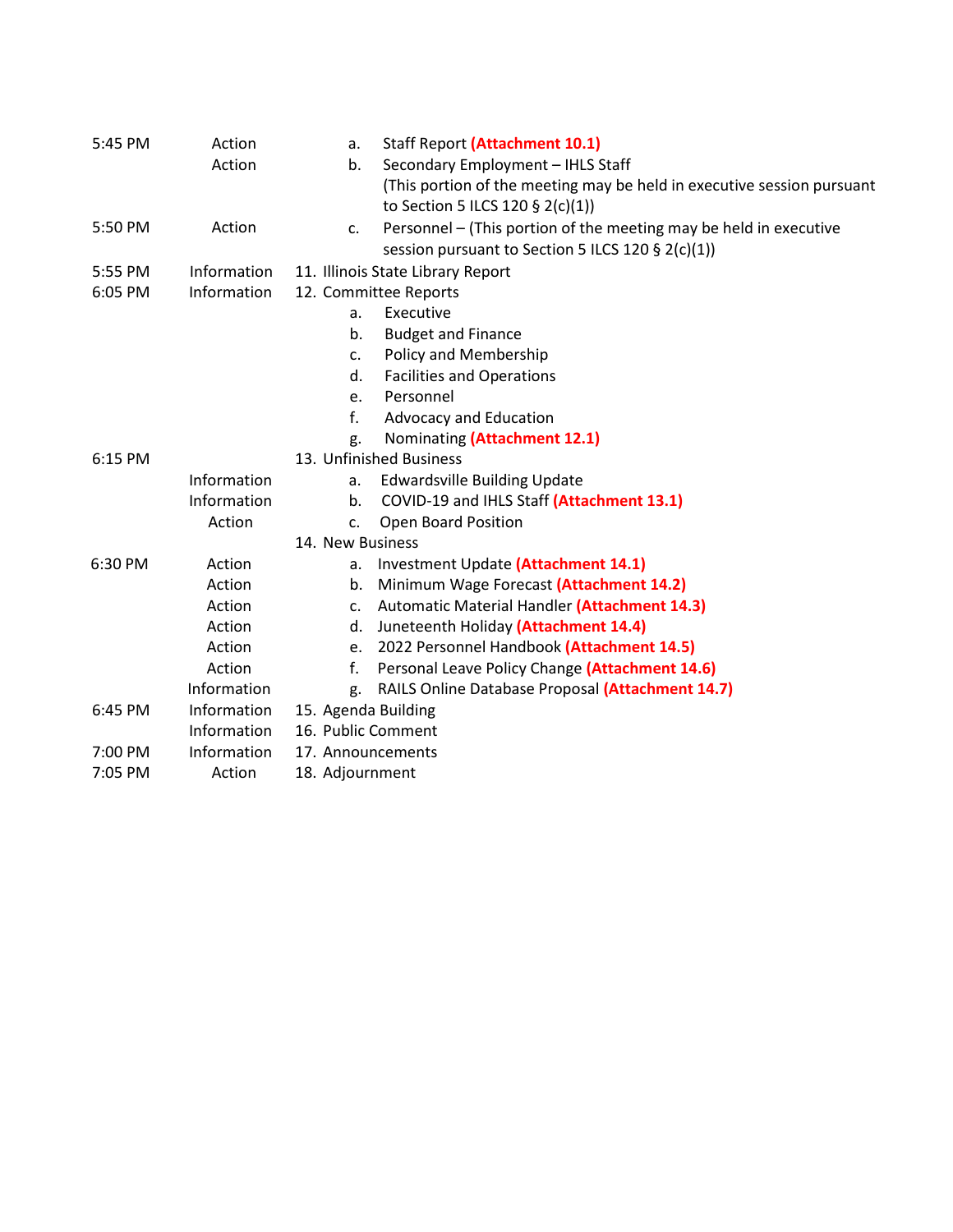| | | |
|---|---|---|
| 5:45 PM | Action | a. Staff Report **(Attachment 10.1)** |
| | Action | b. Secondary Employment – IHLS Staff (This portion of the meeting may be held in executive session pursuant to Section 5 ILCS 120 § 2(c)(1)) |
| 5:50 PM | Action | c. Personnel – (This portion of the meeting may be held in executive session pursuant to Section 5 ILCS 120 § 2(c)(1)) |
| 5:55 PM | Information | 11. Illinois State Library Report |
| 6:05 PM | Information | 12. Committee Reports |
| | | a. Executive |
| | | b. Budget and Finance |
| | | c. Policy and Membership |
| | | d. Facilities and Operations |
| | | e. Personnel |
| | | f. Advocacy and Education |
| | | g. Nominating **(Attachment 12.1)** |
| 6:15 PM | | 13. Unfinished Business |
| | Information | a. Edwardsville Building Update |
| | Information | b. COVID-19 and IHLS Staff **(Attachment 13.1)** |
| | Action | c. Open Board Position |
| | | 14. New Business |
| 6:30 PM | Action | a. Investment Update **(Attachment 14.1)** |
| | Action | b. Minimum Wage Forecast **(Attachment 14.2)** |
| | Action | c. Automatic Material Handler **(Attachment 14.3)** |
| | Action | d. Juneteenth Holiday **(Attachment 14.4)** |
| | Action | e. 2022 Personnel Handbook **(Attachment 14.5)** |
| | Action | f. Personal Leave Policy Change **(Attachment 14.6)** |
| | Information | g. RAILS Online Database Proposal **(Attachment 14.7)** |
| 6:45 PM | Information | 15. Agenda Building |
| | Information | 16. Public Comment |
| 7:00 PM | Information | 17. Announcements |
| 7:05 PM | Action | 18. Adjournment |